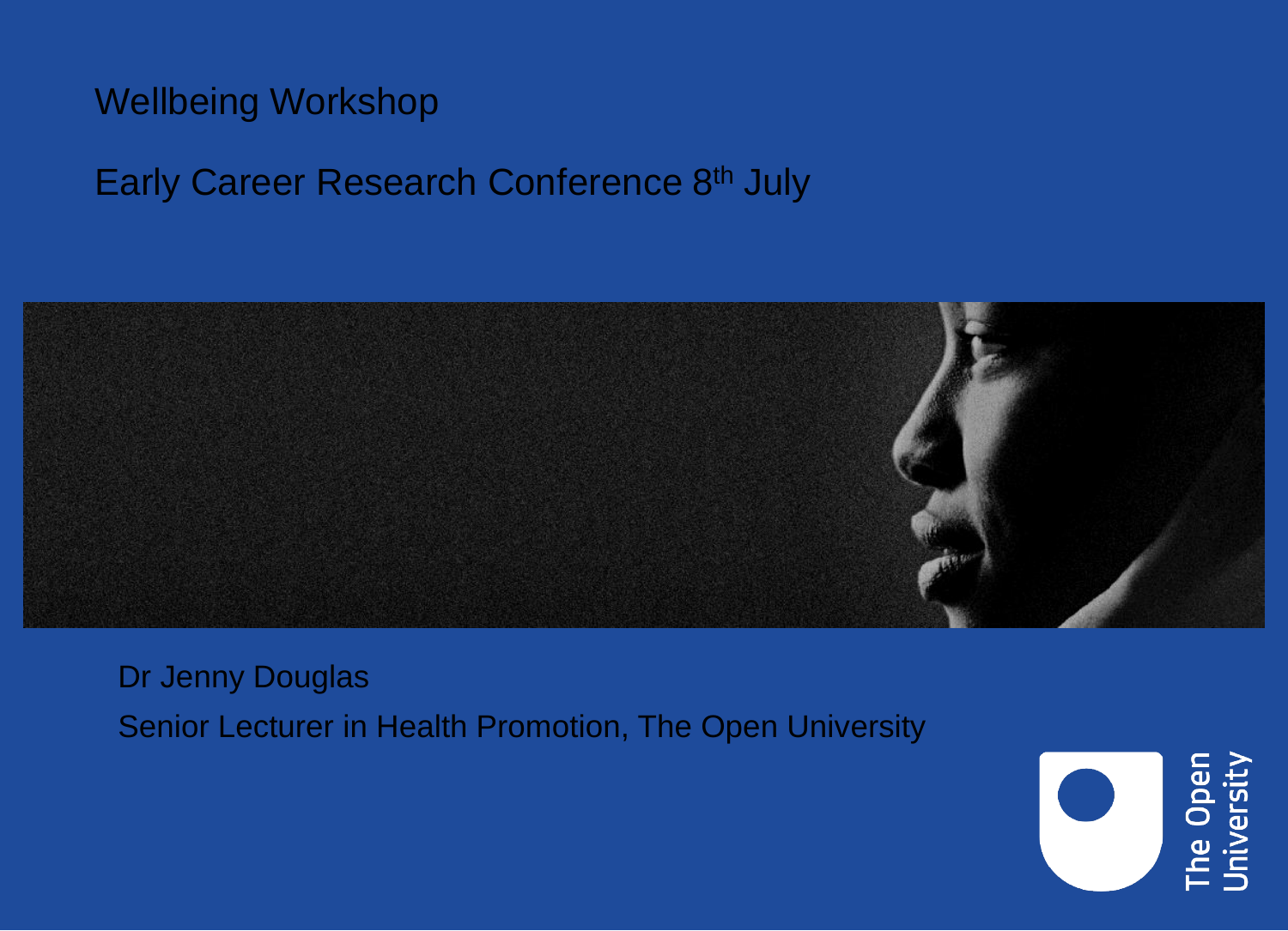# Wellbeing Workshop

## Early Career Research Conference 8th July

Dr Jenny Douglas

Senior Lecturer in Health Promotion, The Open University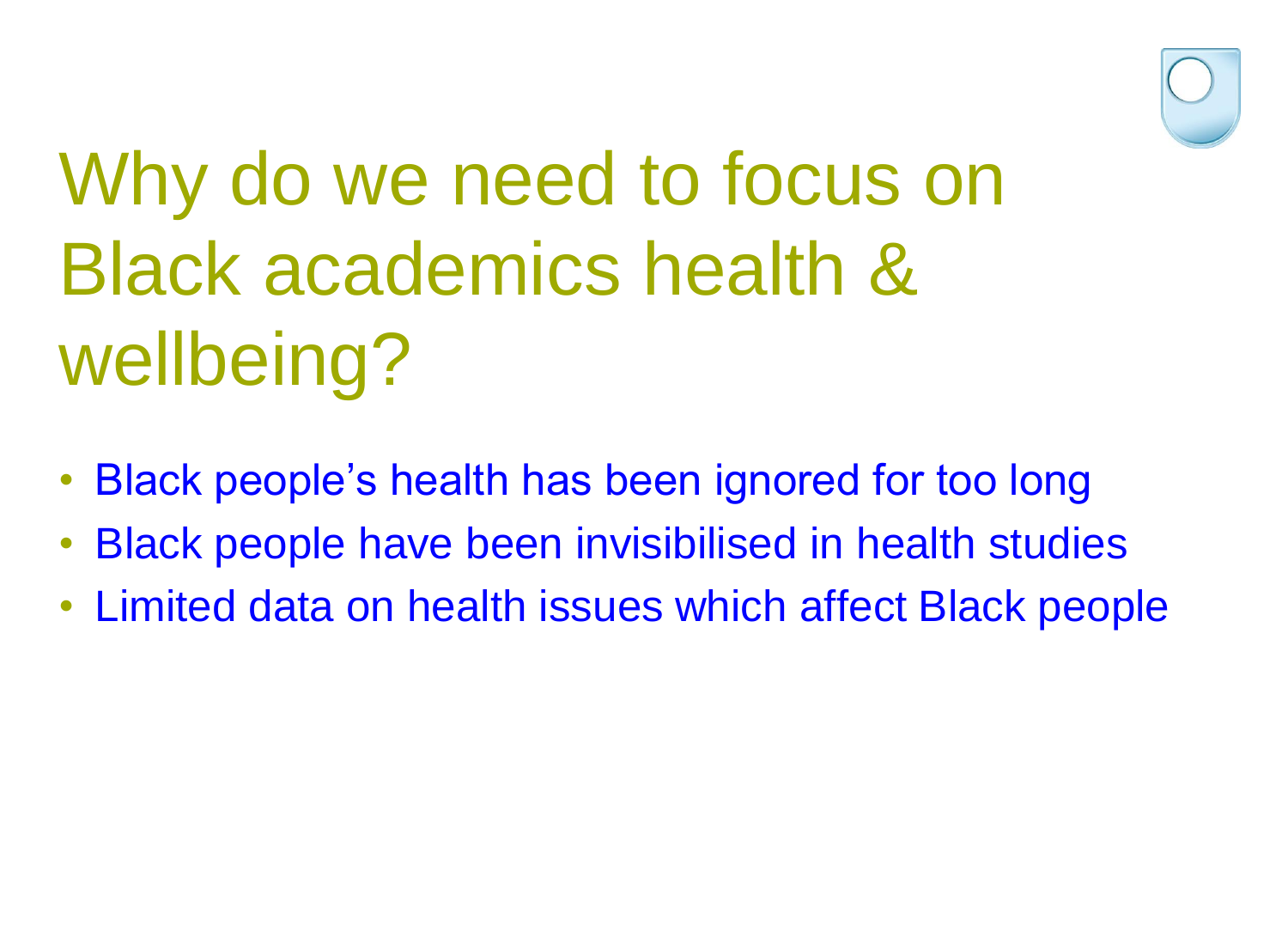# Why do we need to focus on Black academics health & wellbeing?

- Black people's health has been ignored for too long
- Black people have been invisibilised in health studies
- Limited data on health issues which affect Black people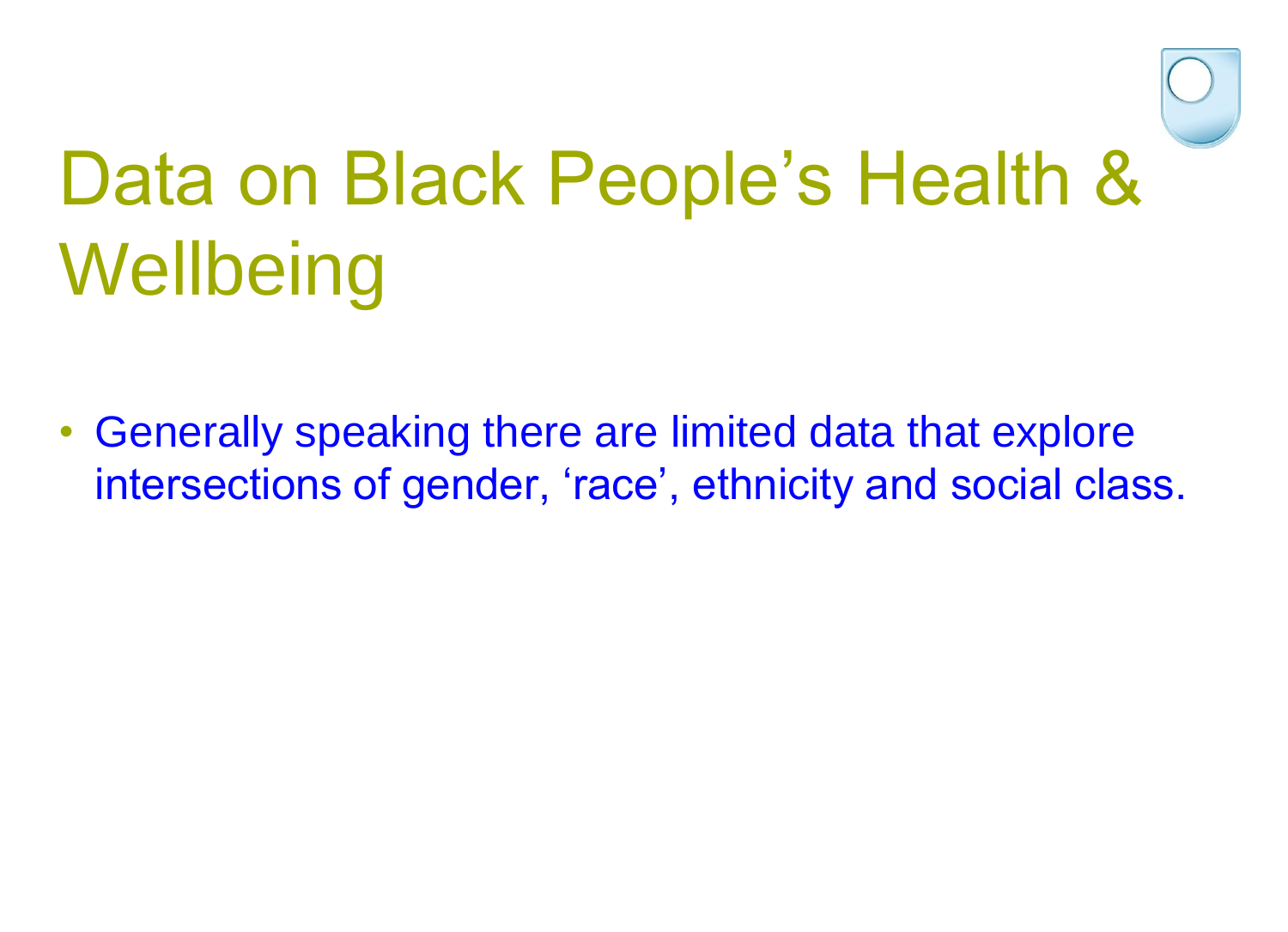# Data on Black People's Health & Wellbeing

- Generally speaking there are limited data that explore intersections of gender, 'race', ethnicity and social class.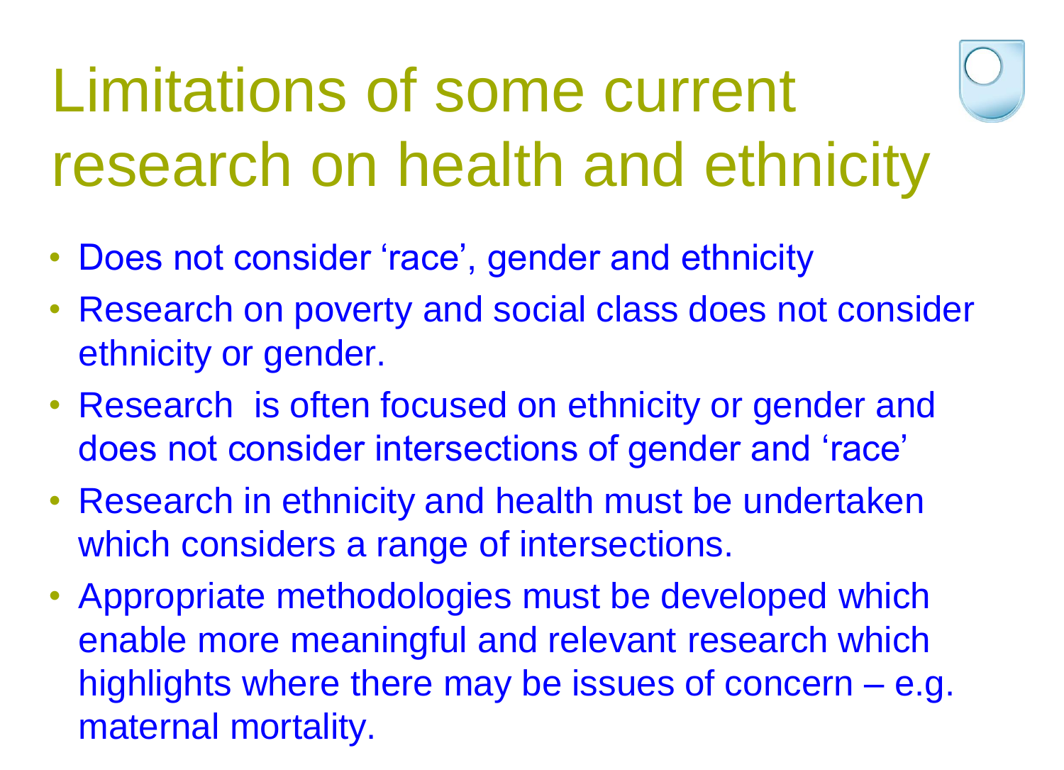# Limitations of some current research on health and ethnicity

- Does not consider 'race', gender and ethnicity
- Research on poverty and social class does not consider ethnicity or gender.
- Research is often focused on ethnicity or gender and does not consider intersections of gender and 'race'
- Research in ethnicity and health must be undertaken which considers a range of intersections.
- Appropriate methodologies must be developed which enable more meaningful and relevant research which highlights where there may be issues of concern – e.g. maternal mortality.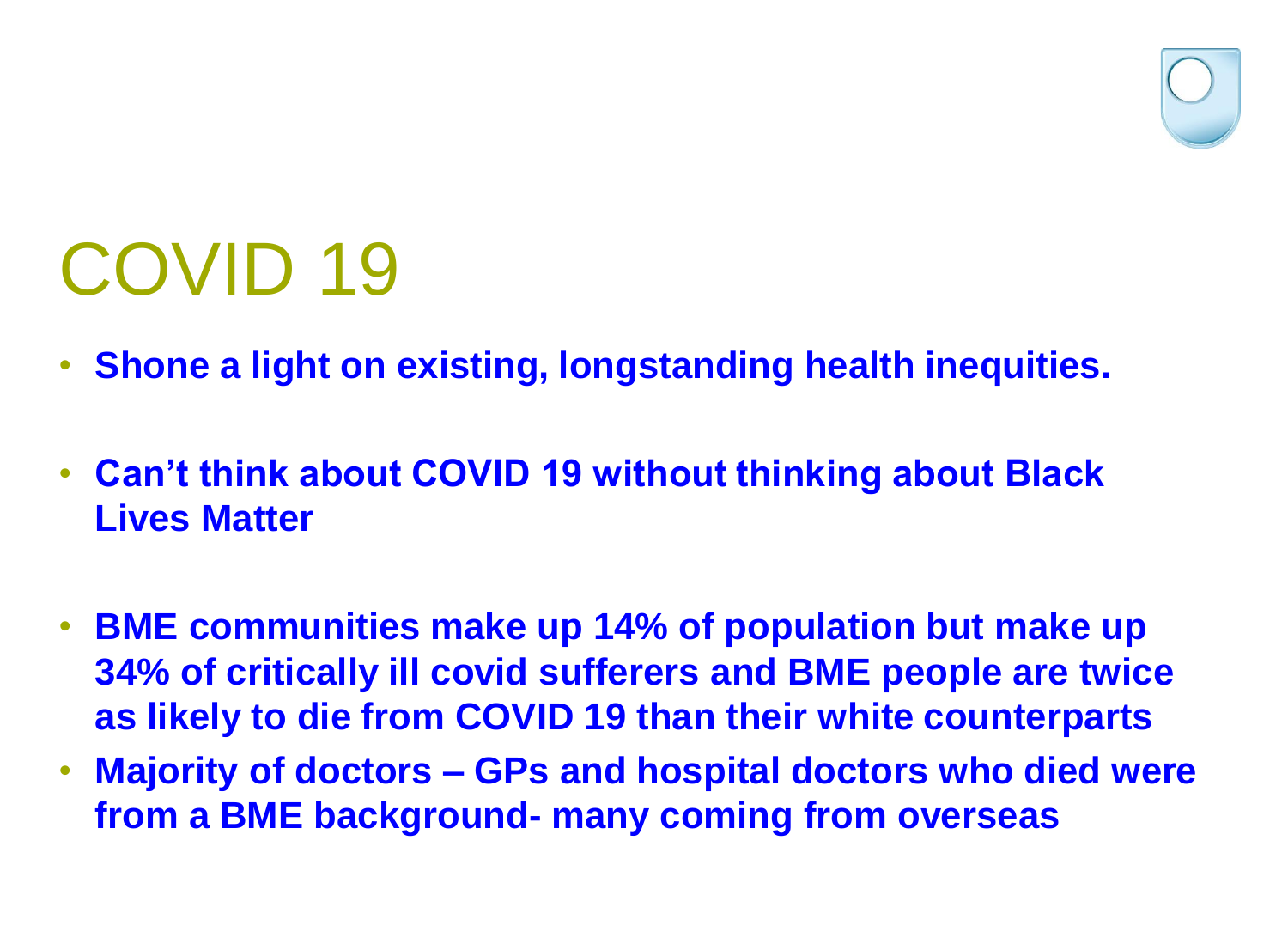# COVID 19

- **Shone a light on existing, longstanding health inequities.**
- **Can't think about COVID 19 without thinking about Black Lives Matter**
- **BME communities make up 14% of population but make up 34% of critically ill covid sufferers and BME people are twice as likely to die from COVID 19 than their white counterparts**
- **Majority of doctors – GPs and hospital doctors who died were from a BME background- many coming from overseas**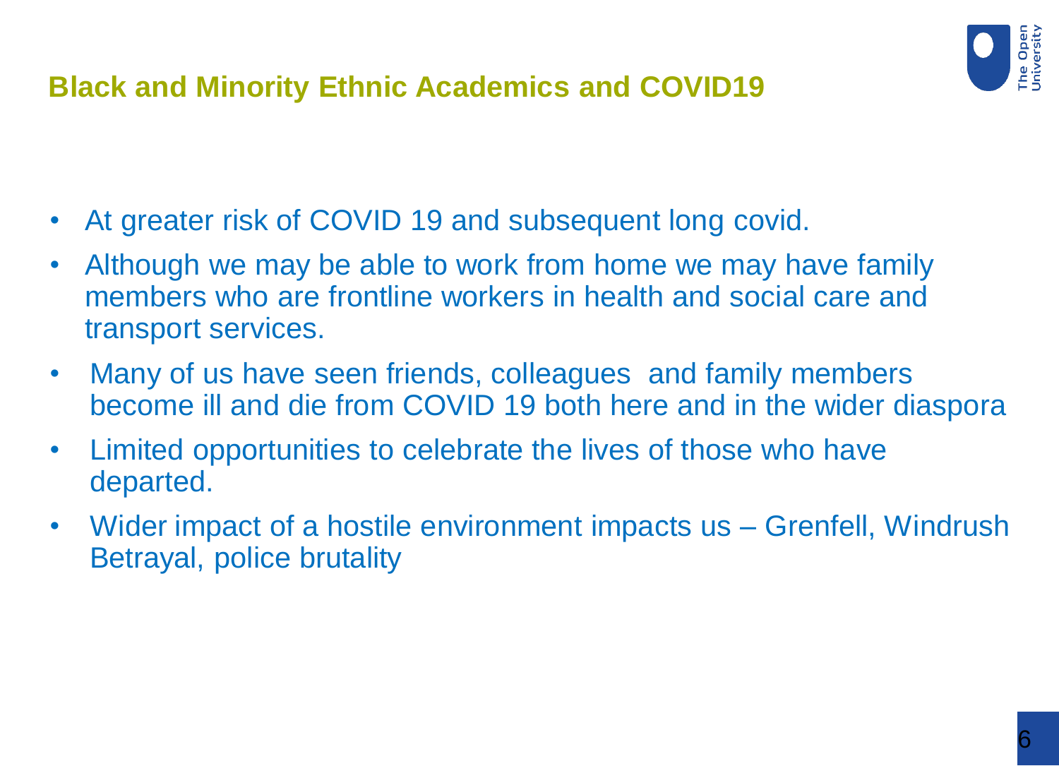## Black and Minority Ethnic Academics and COVID19

- At greater risk of COVID 19 and subsequent long covid.
- Although we may be able to work from home we may have family members who are frontline workers in health and social care and transport services.
- Many of us have seen friends, colleagues and family members become ill and die from COVID 19 both here and in the wider diaspora
- Limited opportunities to celebrate the lives of those who have departed.
- Wider impact of a hostile environment impacts us – Grenfell, Windrush Betrayal, police brutality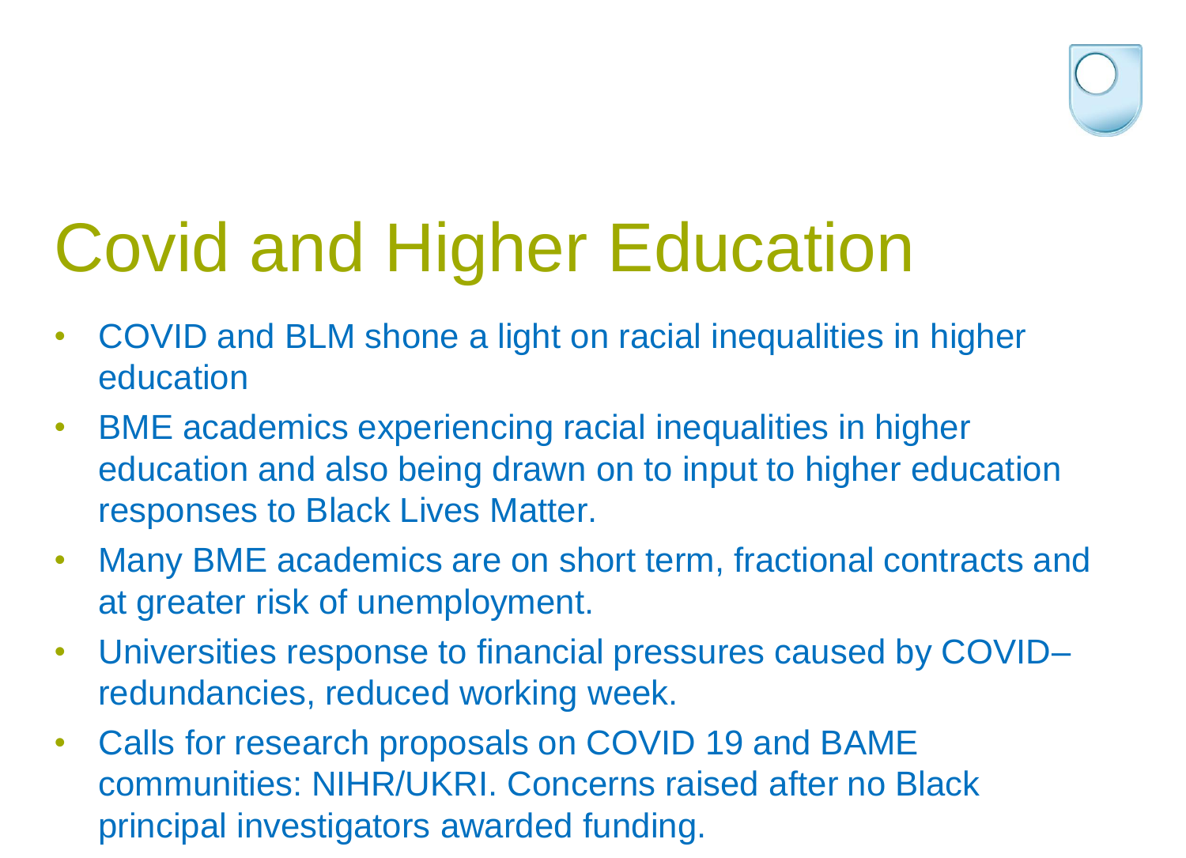# Covid and Higher Education

- COVID and BLM shone a light on racial inequalities in higher education
- BME academics experiencing racial inequalities in higher education and also being drawn on to input to higher education responses to Black Lives Matter.
- Many BME academics are on short term, fractional contracts and at greater risk of unemployment.
- Universities response to financial pressures caused by COVID– redundancies, reduced working week.
- Calls for research proposals on COVID 19 and BAME communities: NIHR/UKRI. Concerns raised after no Black principal investigators awarded funding.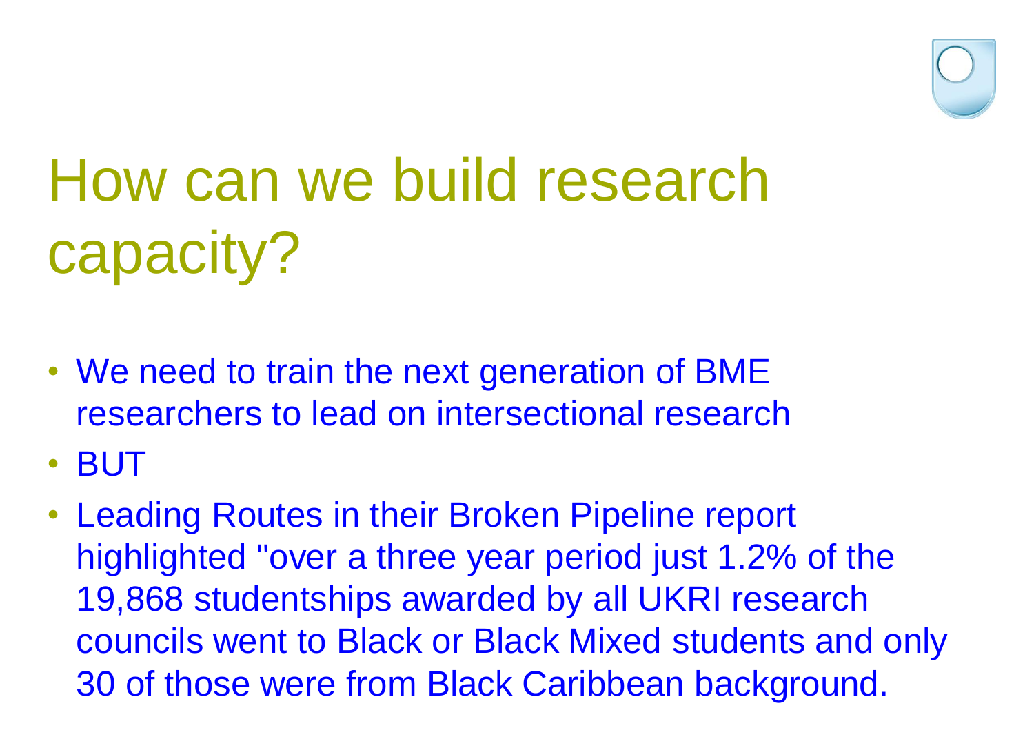# How can we build research capacity?

- We need to train the next generation of BME researchers to lead on intersectional research
- BUT
- Leading Routes in their Broken Pipeline report highlighted "over a three year period just 1.2% of the 19,868 studentships awarded by all UKRI research councils went to Black or Black Mixed students and only 30 of those were from Black Caribbean background.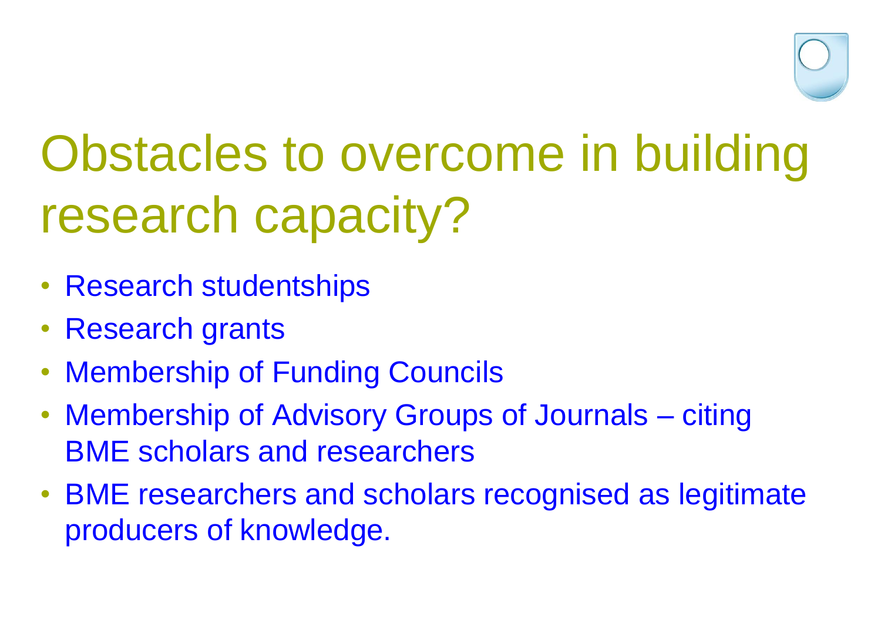# Obstacles to overcome in building research capacity?

- Research studentships
- Research grants
- Membership of Funding Councils
- Membership of Advisory Groups of Journals – citing BME scholars and researchers
- BME researchers and scholars recognised as legitimate producers of knowledge.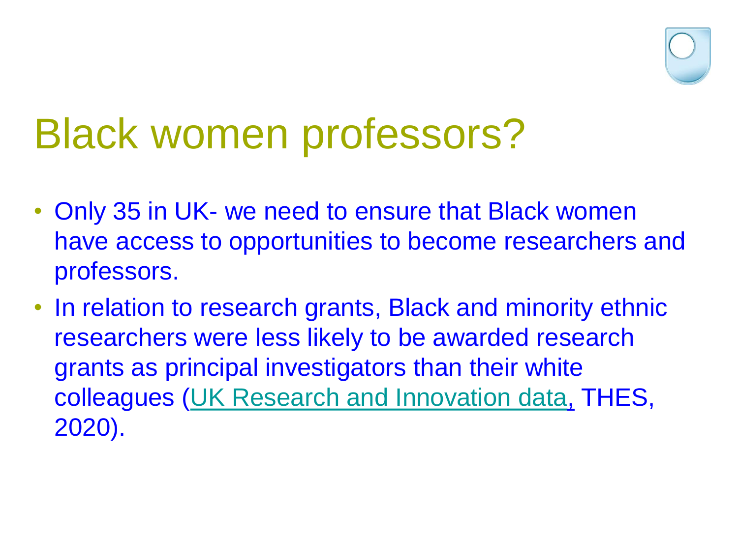# Black women professors?

- Only 35 in UK- we need to ensure that Black women have access to opportunities to become researchers and professors.
- In relation to research grants, Black and minority ethnic researchers were less likely to be awarded research grants as principal investigators than their white colleagues (UK Research and Innovation data, THES, 2020).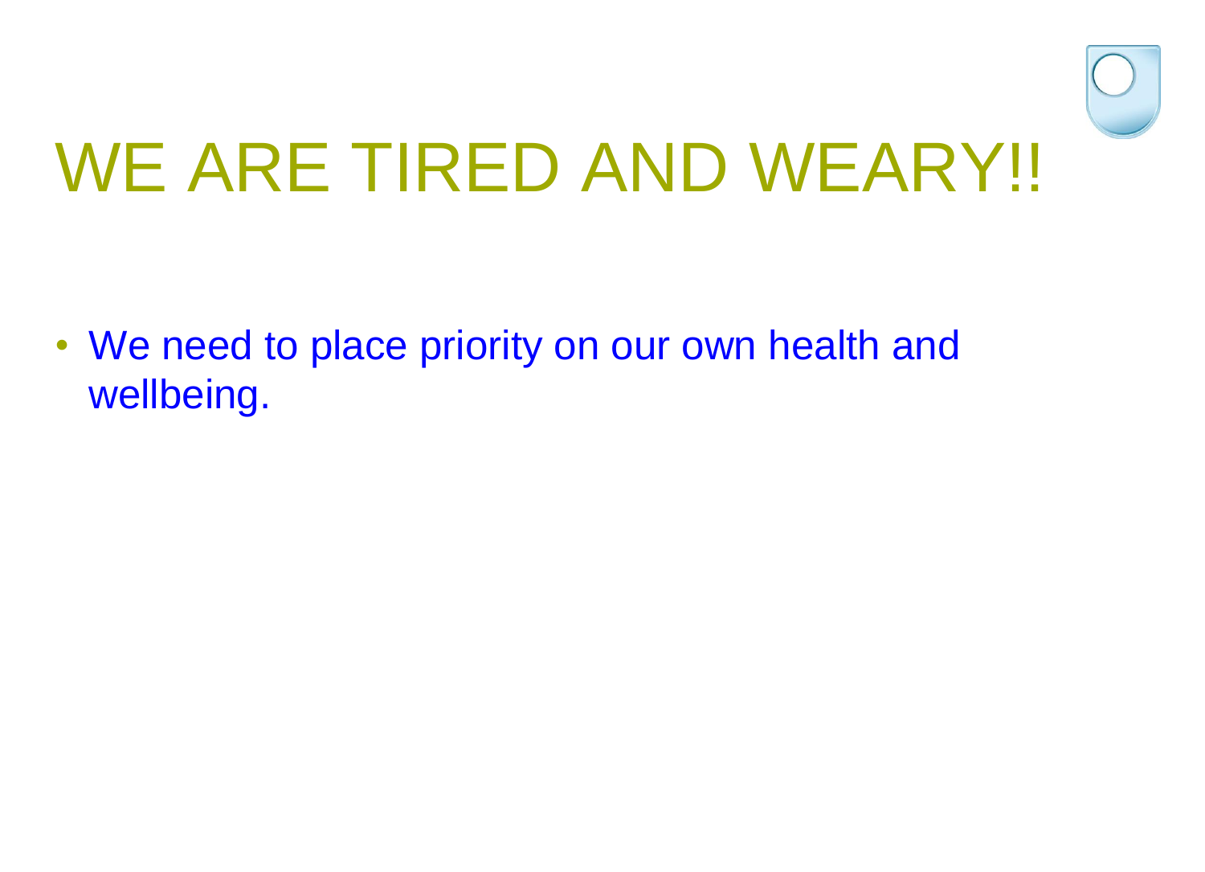# WE ARE TIRED AND WEARY!!

- We need to place priority on our own health and wellbeing.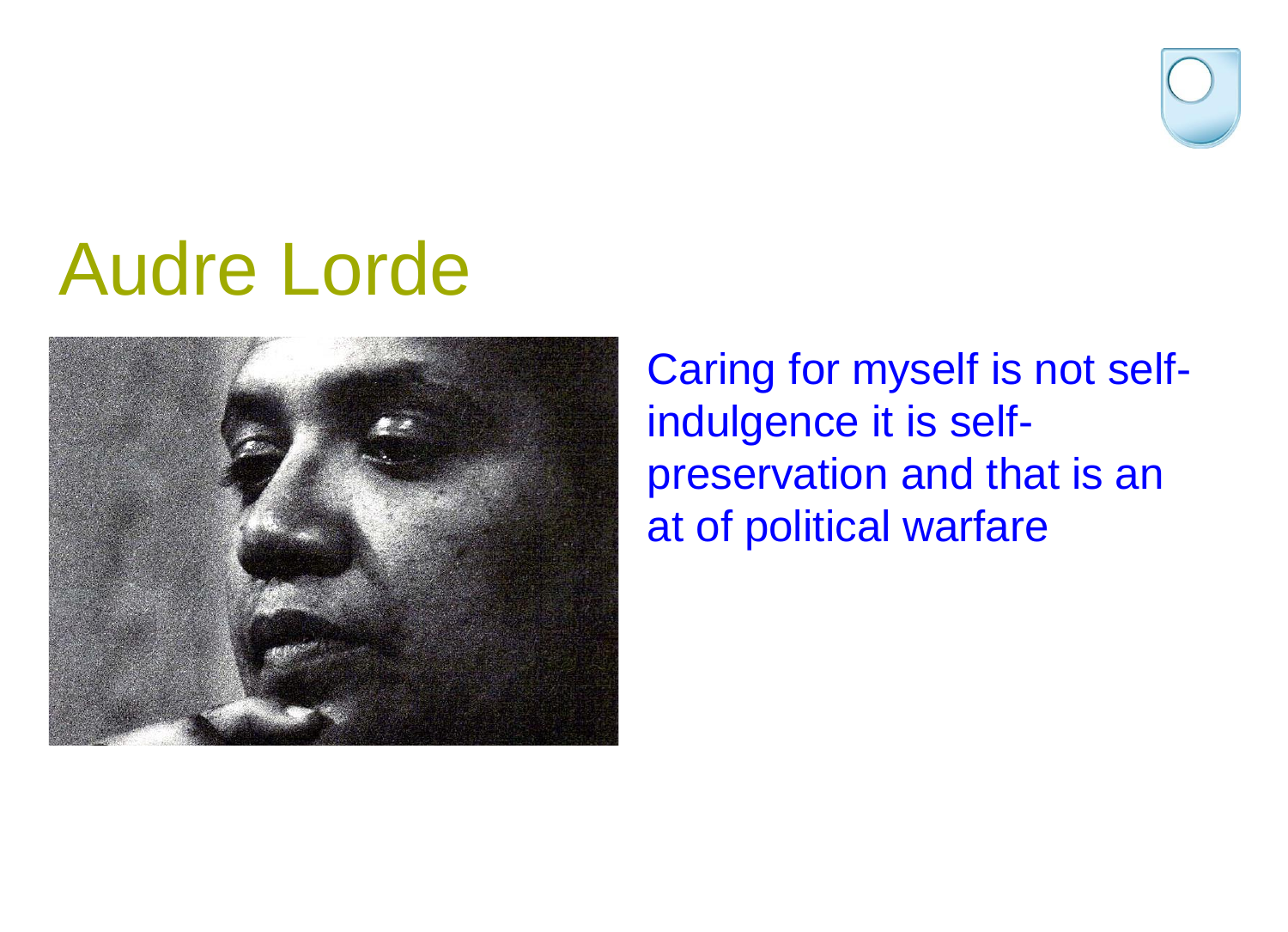# Audre Lorde

Caring for myself is not self-indulgence it is self-preservation and that is an at of political warfare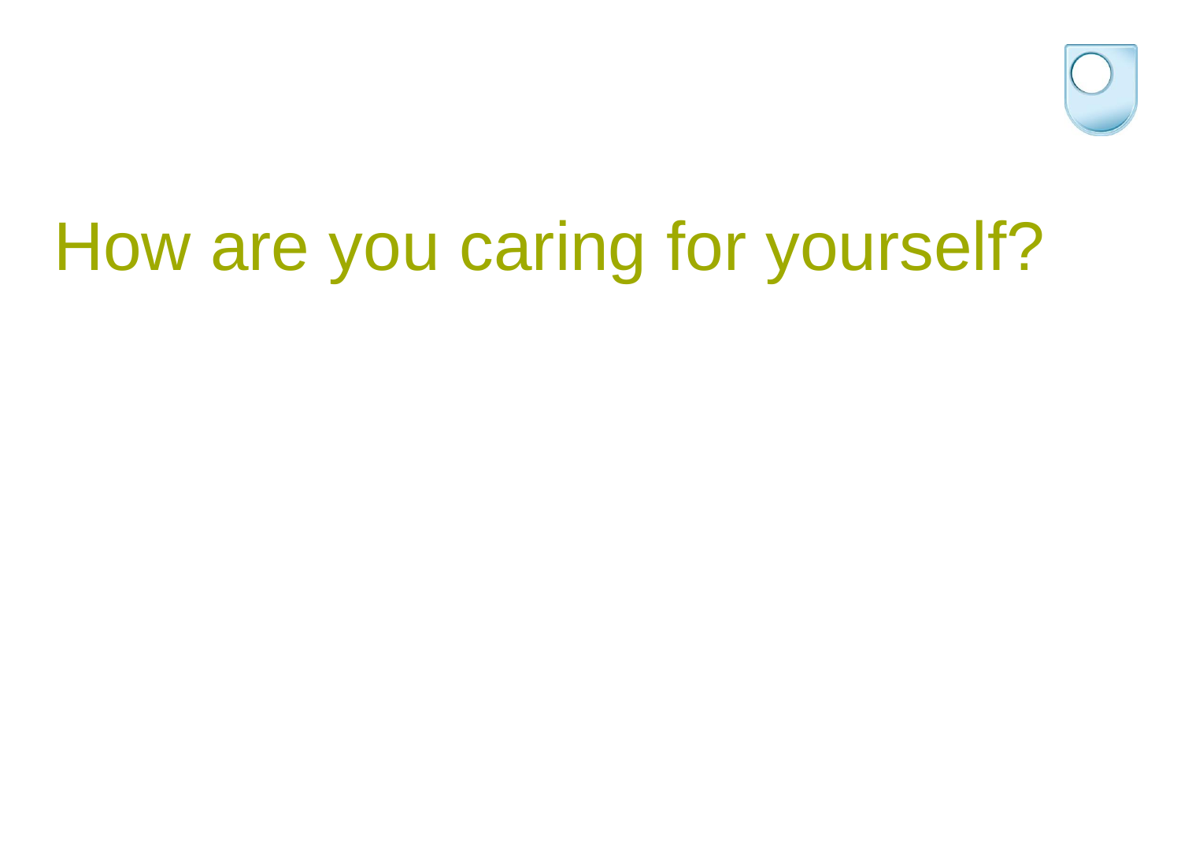# How are you caring for yourself?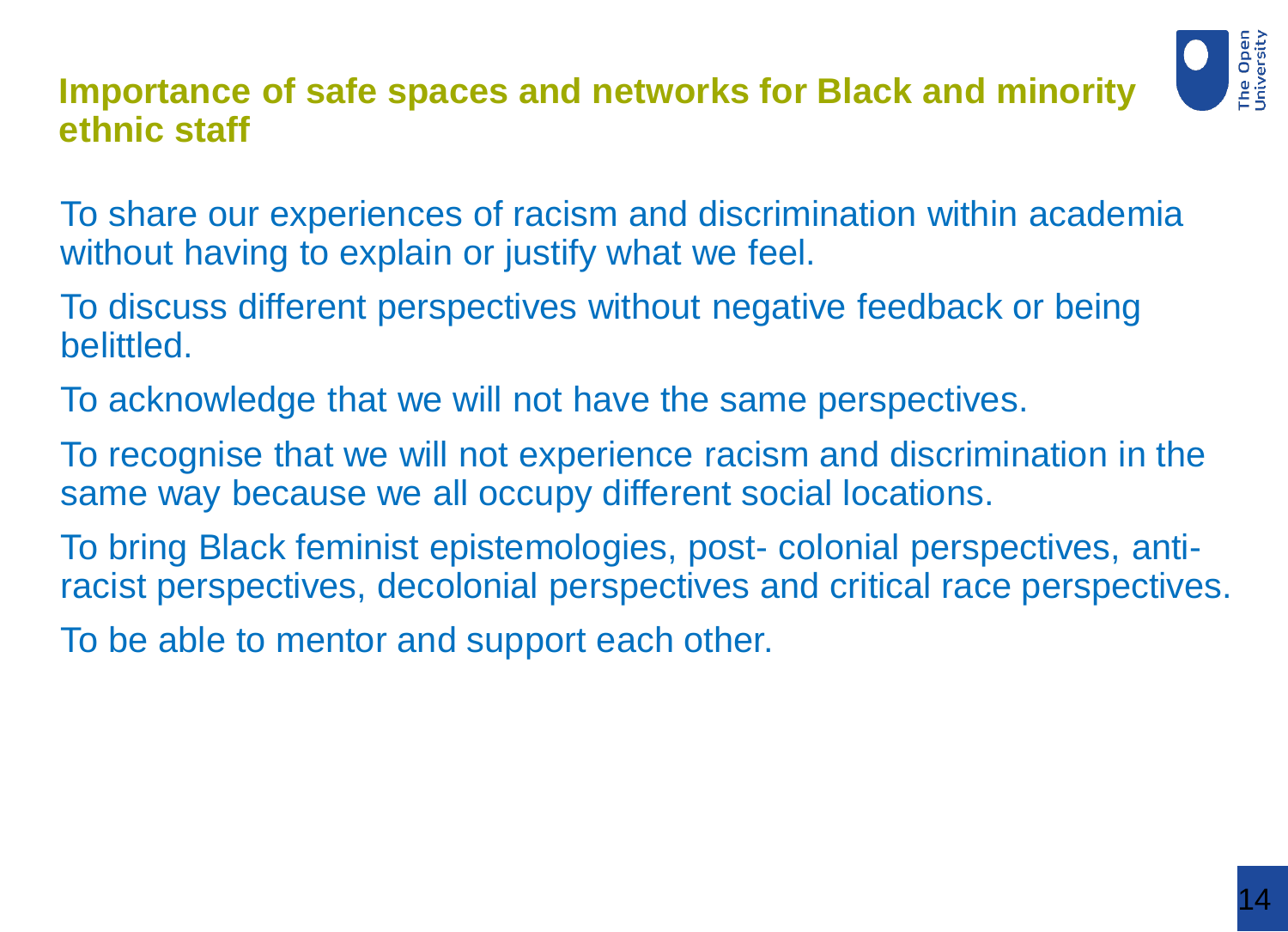## Importance of safe spaces and networks for Black and minority ethnic staff

To share our experiences of racism and discrimination within academia without having to explain or justify what we feel.

To discuss different perspectives without negative feedback or being belittled.

To acknowledge that we will not have the same perspectives.

To recognise that we will not experience racism and discrimination in the same way because we all occupy different social locations.

To bring Black feminist epistemologies, post- colonial perspectives, anti-racist perspectives, decolonial perspectives and critical race perspectives.

To be able to mentor and support each other.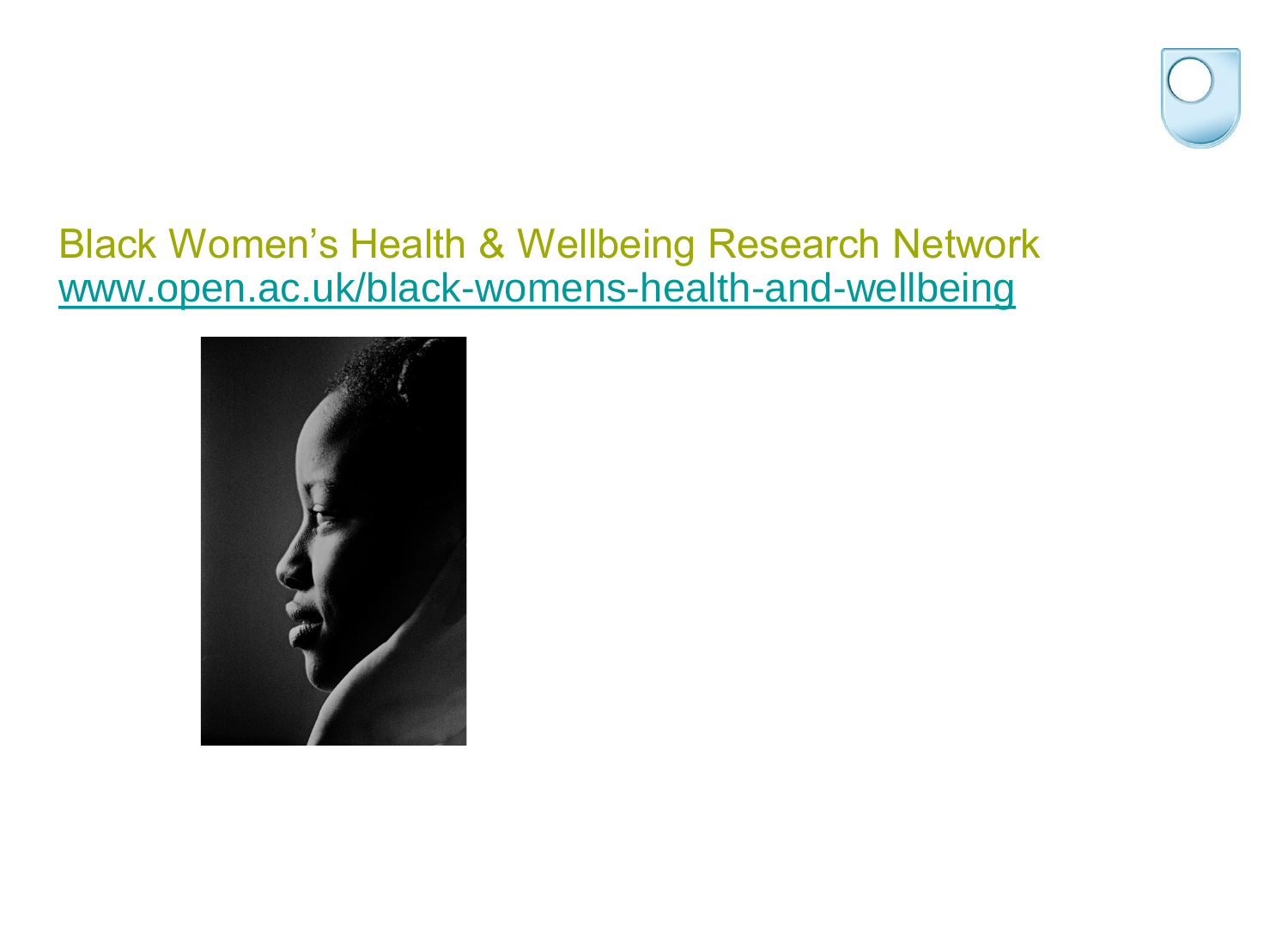Black Women's Health & Wellbeing Research Network
www.open.ac.uk/black-womens-health-and-wellbeing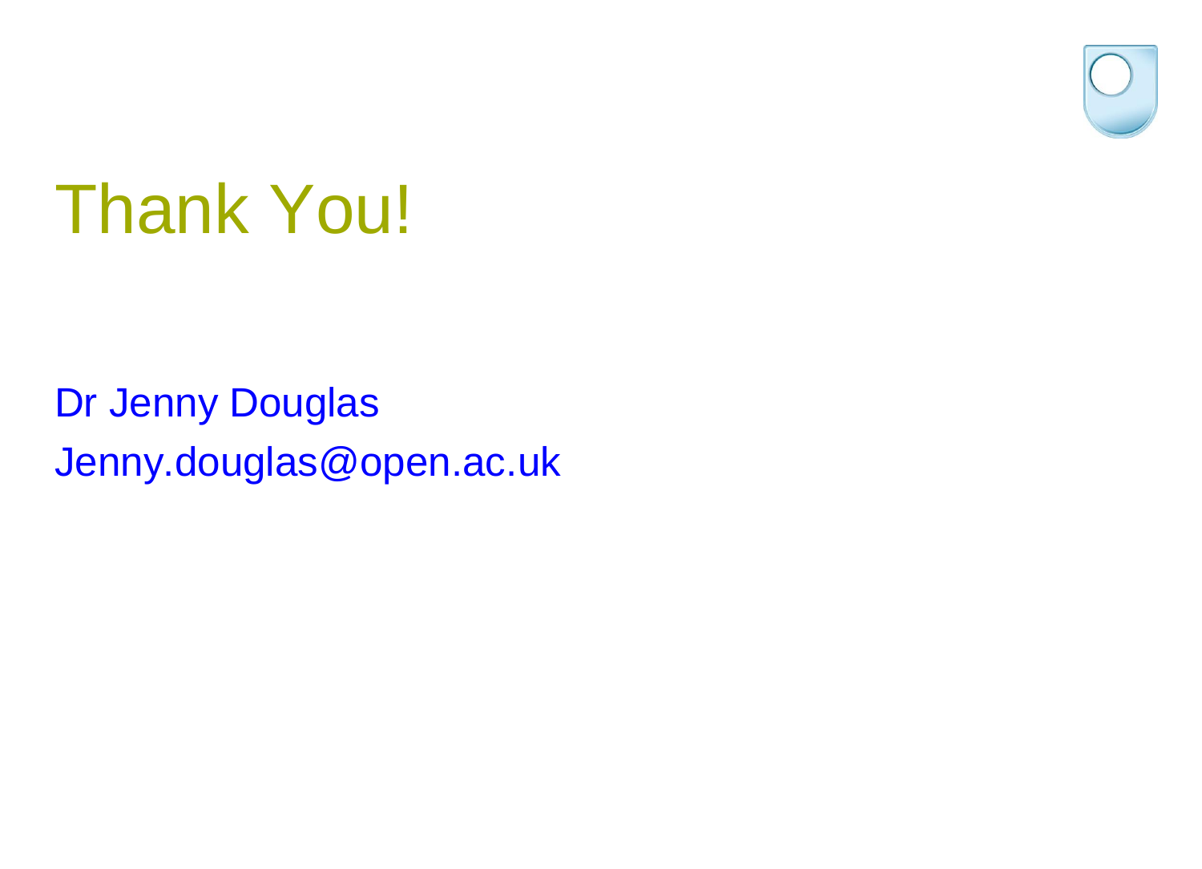# Thank You!

Dr Jenny Douglas

Jenny.douglas@open.ac.uk